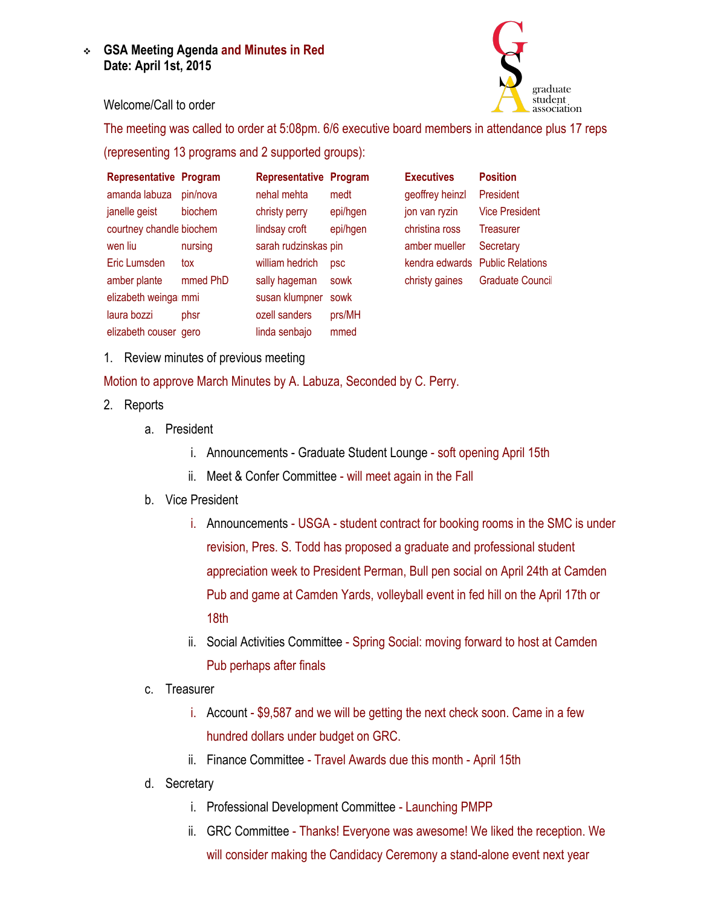- **GSA Meeting Agenda and Minutes in Red**
  **Date: April 1st, 2015**

Welcome/Call to order

The meeting was called to order at 5:08pm. 6/6 executive board members in attendance plus 17 reps (representing 13 programs and 2 supported groups):

| Representative | Program | Representative | Program | Executives | Position |
|---|---|---|---|---|---|
| amanda labuza | pin/nova | nehal mehta | medt | geoffrey heinzl | President |
| janelle geist | biochem | christy perry | epi/hgen | jon van ryzin | Vice President |
| courtney chandle | biochem | lindsay croft | epi/hgen | christina ross | Treasurer |
| wen liu | nursing | sarah rudzinskas | pin | amber mueller | Secretary |
| Eric Lumsden | tox | william hedrich | psc | kendra edwards | Public Relations |
| amber plante | mmed PhD | sally hageman | sowk | christy gaines | Graduate Council |
| elizabeth weinga | mmi | susan klumpner | sowk | | |
| laura bozzi | phsr | ozell sanders | prs/MH | | |
| elizabeth couser | gero | linda senbajo | mmed | | |

1. Review minutes of previous meeting

Motion to approve March Minutes by A. Labuza, Seconded by C. Perry.

2. Reports
   a. President
      i. Announcements - Graduate Student Lounge - soft opening April 15th
      ii. Meet & Confer Committee - will meet again in the Fall
   b. Vice President
      i. Announcements - USGA - student contract for booking rooms in the SMC is under revision, Pres. S. Todd has proposed a graduate and professional student appreciation week to President Perman, Bull pen social on April 24th at Camden Pub and game at Camden Yards, volleyball event in fed hill on the April 17th or 18th
      ii. Social Activities Committee - Spring Social: moving forward to host at Camden Pub perhaps after finals
   c. Treasurer
      i. Account - $9,587 and we will be getting the next check soon. Came in a few hundred dollars under budget on GRC.
      ii. Finance Committee - Travel Awards due this month - April 15th
   d. Secretary
      i. Professional Development Committee - Launching PMPP
      ii. GRC Committee - Thanks! Everyone was awesome! We liked the reception. We will consider making the Candidacy Ceremony a stand-alone event next year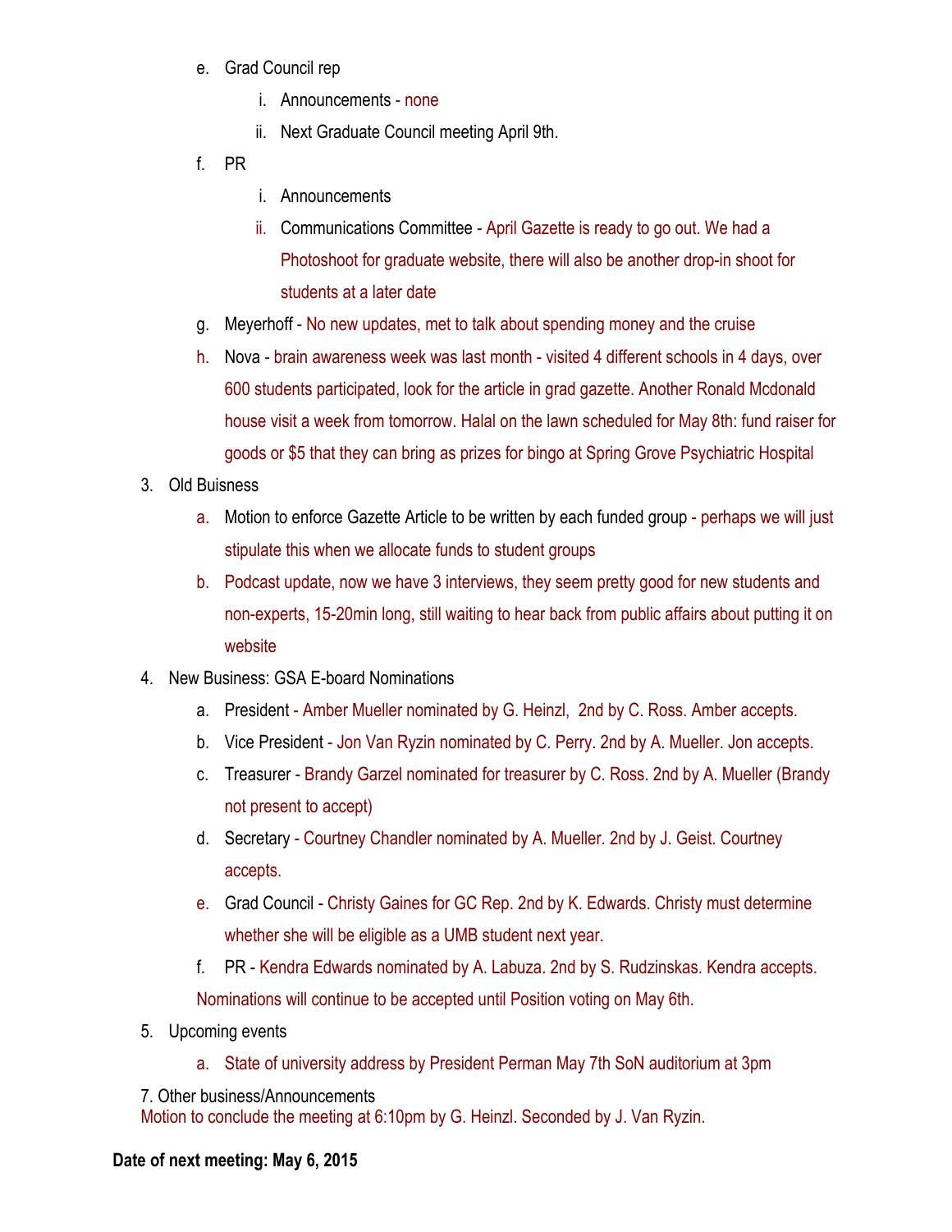e. Grad Council rep
    i. Announcements - none
    ii. Next Graduate Council meeting April 9th.
f. PR
    i. Announcements
    ii. Communications Committee - April Gazette is ready to go out. We had a Photoshoot for graduate website, there will also be another drop-in shoot for students at a later date
g. Meyerhoff - No new updates, met to talk about spending money and the cruise
h. Nova - brain awareness week was last month - visited 4 different schools in 4 days, over 600 students participated, look for the article in grad gazette. Another Ronald Mcdonald house visit a week from tomorrow. Halal on the lawn scheduled for May 8th: fund raiser for goods or $5 that they can bring as prizes for bingo at Spring Grove Psychiatric Hospital

3. Old Buisness
    a. Motion to enforce Gazette Article to be written by each funded group - perhaps we will just stipulate this when we allocate funds to student groups
    b. Podcast update, now we have 3 interviews, they seem pretty good for new students and non-experts, 15-20min long, still waiting to hear back from public affairs about putting it on website
4. New Business: GSA E-board Nominations
    a. President - Amber Mueller nominated by G. Heinzl, 2nd by C. Ross. Amber accepts.
    b. Vice President - Jon Van Ryzin nominated by C. Perry. 2nd by A. Mueller. Jon accepts.
    c. Treasurer - Brandy Garzel nominated for treasurer by C. Ross. 2nd by A. Mueller (Brandy not present to accept)
    d. Secretary - Courtney Chandler nominated by A. Mueller. 2nd by J. Geist. Courtney accepts.
    e. Grad Council - Christy Gaines for GC Rep. 2nd by K. Edwards. Christy must determine whether she will be eligible as a UMB student next year.
    f. PR - Kendra Edwards nominated by A. Labuza. 2nd by S. Rudzinskas. Kendra accepts.

    Nominations will continue to be accepted until Position voting on May 6th.
5. Upcoming events
    a. State of university address by President Perman May 7th SoN auditorium at 3pm

7. Other business/Announcements
Motion to conclude the meeting at 6:10pm by G. Heinzl. Seconded by J. Van Ryzin.

**Date of next meeting: May 6, 2015**